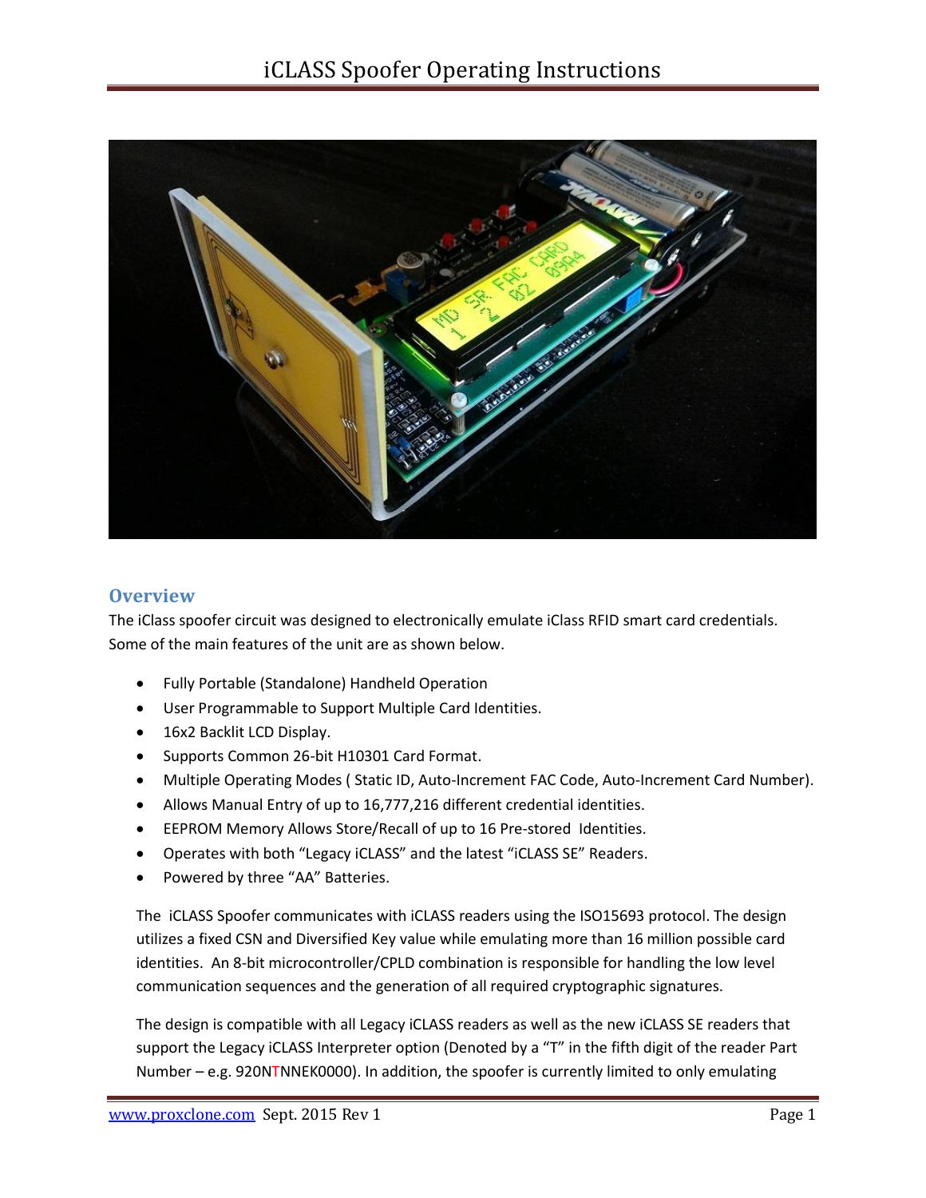# iCLASS Spoofer Operating Instructions

## Overview

The iClass spoofer circuit was designed to electronically emulate iClass RFID smart card credentials. Some of the main features of the unit are as shown below.

- Fully Portable (Standalone) Handheld Operation
- User Programmable to Support Multiple Card Identities.
- 16x2 Backlit LCD Display.
- Supports Common 26-bit H10301 Card Format.
- Multiple Operating Modes ( Static ID, Auto-Increment FAC Code, Auto-Increment Card Number).
- Allows Manual Entry of up to 16,777,216 different credential identities.
- EEPROM Memory Allows Store/Recall of up to 16 Pre-stored Identities.
- Operates with both "Legacy iCLASS" and the latest "iCLASS SE" Readers.
- Powered by three "AA" Batteries.

The iCLASS Spoofer communicates with iCLASS readers using the ISO15693 protocol. The design utilizes a fixed CSN and Diversified Key value while emulating more than 16 million possible card identities. An 8-bit microcontroller/CPLD combination is responsible for handling the low level communication sequences and the generation of all required cryptographic signatures.

The design is compatible with all Legacy iCLASS readers as well as the new iCLASS SE readers that support the Legacy iCLASS Interpreter option (Denoted by a "T" in the fifth digit of the reader Part Number – e.g. 920NTNNEK0000). In addition, the spoofer is currently limited to only emulating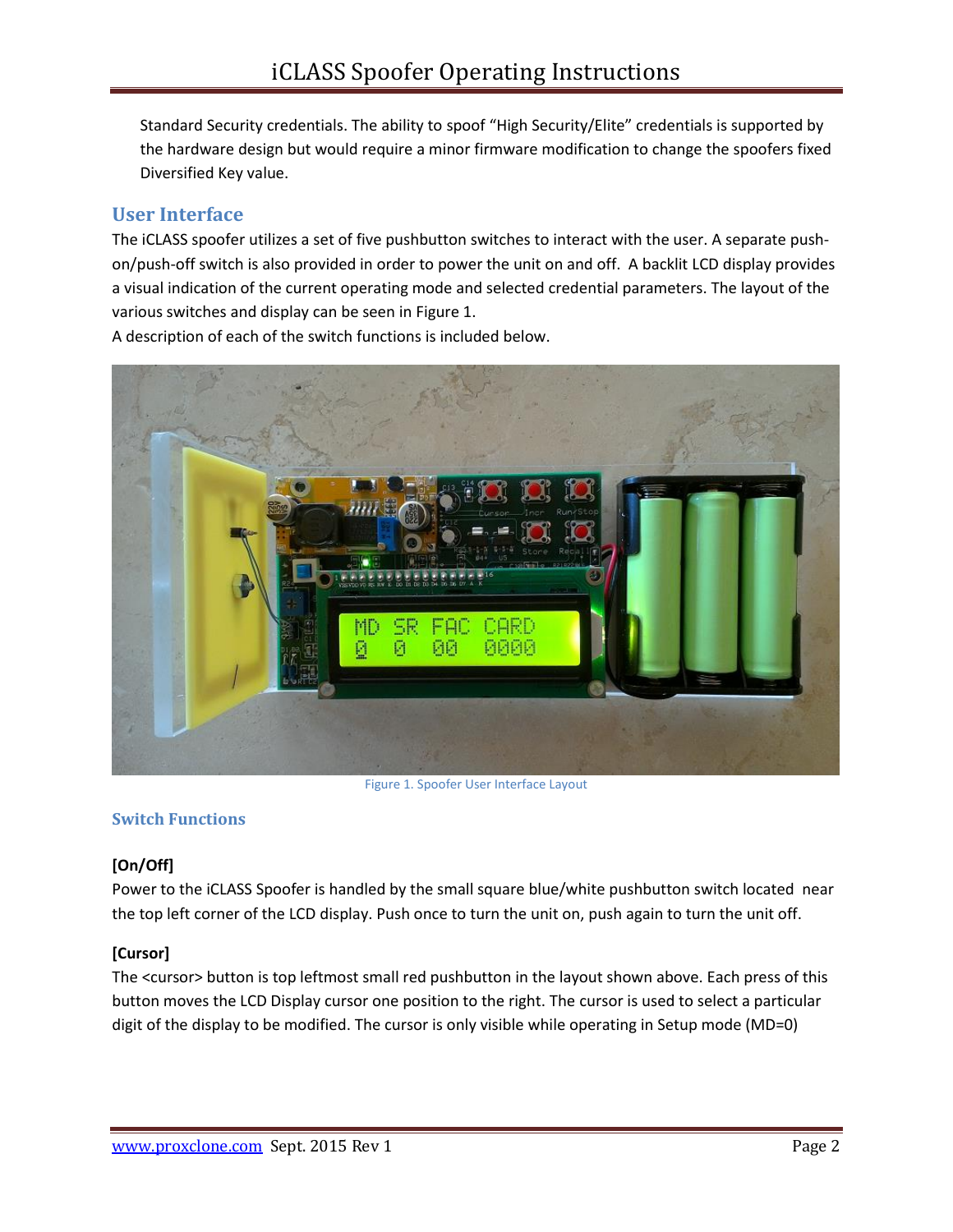Standard Security credentials. The ability to spoof “High Security/Elite” credentials is supported by the hardware design but would require a minor firmware modification to change the spoofers fixed Diversified Key value.

## User Interface

The iCLASS spoofer utilizes a set of five pushbutton switches to interact with the user. A separate push-on/push-off switch is also provided in order to power the unit on and off. A backlit LCD display provides a visual indication of the current operating mode and selected credential parameters. The layout of the various switches and display can be seen in Figure 1.

A description of each of the switch functions is included below.

Figure 1. Spoofer User Interface Layout

### Switch Functions

**[On/Off]**

Power to the iCLASS Spoofer is handled by the small square blue/white pushbutton switch located near the top left corner of the LCD display. Push once to turn the unit on, push again to turn the unit off.

**[Cursor]**

The <cursor> button is top leftmost small red pushbutton in the layout shown above. Each press of this button moves the LCD Display cursor one position to the right. The cursor is used to select a particular digit of the display to be modified. The cursor is only visible while operating in Setup mode (MD=0)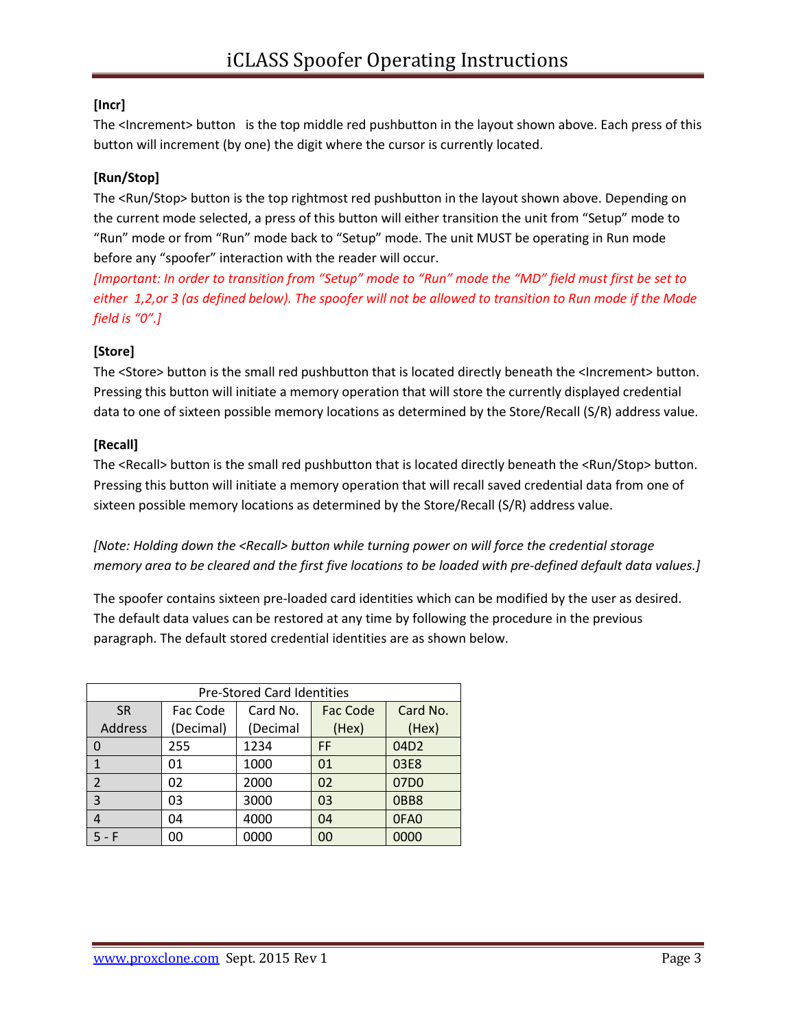**[Incr]**

The <Increment> button is the top middle red pushbutton in the layout shown above. Each press of this button will increment (by one) the digit where the cursor is currently located.

**[Run/Stop]**

The <Run/Stop> button is the top rightmost red pushbutton in the layout shown above. Depending on the current mode selected, a press of this button will either transition the unit from “Setup” mode to “Run” mode or from “Run” mode back to “Setup” mode. The unit MUST be operating in Run mode before any “spoofer” interaction with the reader will occur.

*[Important: In order to transition from “Setup” mode to “Run” mode the “MD” field must first be set to either 1,2,or 3 (as defined below). The spoofer will not be allowed to transition to Run mode if the Mode field is “0”.]*

**[Store]**

The <Store> button is the small red pushbutton that is located directly beneath the <Increment> button. Pressing this button will initiate a memory operation that will store the currently displayed credential data to one of sixteen possible memory locations as determined by the Store/Recall (S/R) address value.

**[Recall]**

The <Recall> button is the small red pushbutton that is located directly beneath the <Run/Stop> button. Pressing this button will initiate a memory operation that will recall saved credential data from one of sixteen possible memory locations as determined by the Store/Recall (S/R) address value.

*[Note: Holding down the <Recall> button while turning power on will force the credential storage memory area to be cleared and the first five locations to be loaded with pre-defined default data values.]*

The spoofer contains sixteen pre-loaded card identities which can be modified by the user as desired. The default data values can be restored at any time by following the procedure in the previous paragraph. The default stored credential identities are as shown below.

| Pre-Stored Card Identities | | | | |
|---|---|---|---|---|
| SR Address | Fac Code (Decimal) | Card No. (Decimal | Fac Code (Hex) | Card No. (Hex) |
| 0 | 255 | 1234 | FF | 04D2 |
| 1 | 01 | 1000 | 01 | 03E8 |
| 2 | 02 | 2000 | 02 | 07D0 |
| 3 | 03 | 3000 | 03 | 0BB8 |
| 4 | 04 | 4000 | 04 | 0FA0 |
| 5 - F | 00 | 0000 | 00 | 0000 |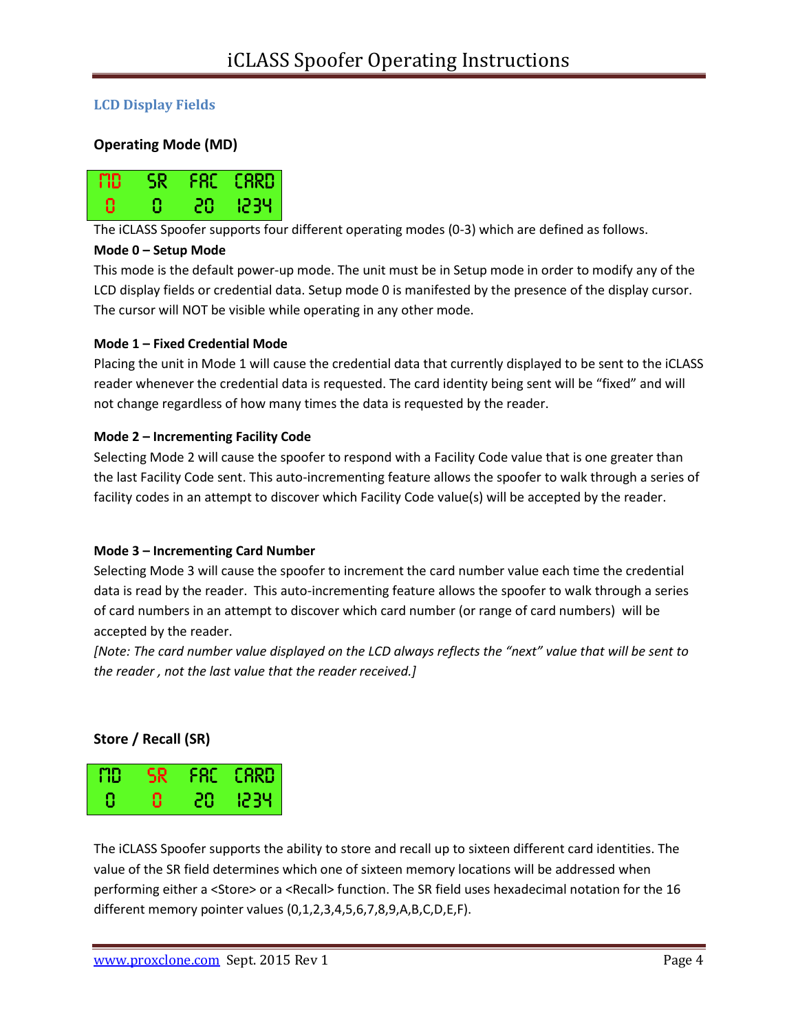## LCD Display Fields

### Operating Mode (MD)

| MD | SR | FAC | CARD |
|---|---|---|---|
| 0 | 0 | 20 | 1234 |

The iCLASS Spoofer supports four different operating modes (0-3) which are defined as follows.

**Mode 0 – Setup Mode**

This mode is the default power-up mode. The unit must be in Setup mode in order to modify any of the LCD display fields or credential data. Setup mode 0 is manifested by the presence of the display cursor. The cursor will NOT be visible while operating in any other mode.

**Mode 1 – Fixed Credential Mode**

Placing the unit in Mode 1 will cause the credential data that currently displayed to be sent to the iCLASS reader whenever the credential data is requested. The card identity being sent will be "fixed" and will not change regardless of how many times the data is requested by the reader.

**Mode 2 – Incrementing Facility Code**

Selecting Mode 2 will cause the spoofer to respond with a Facility Code value that is one greater than the last Facility Code sent. This auto-incrementing feature allows the spoofer to walk through a series of facility codes in an attempt to discover which Facility Code value(s) will be accepted by the reader.

**Mode 3 – Incrementing Card Number**

Selecting Mode 3 will cause the spoofer to increment the card number value each time the credential data is read by the reader. This auto-incrementing feature allows the spoofer to walk through a series of card numbers in an attempt to discover which card number (or range of card numbers) will be accepted by the reader.

*[Note: The card number value displayed on the LCD always reflects the "next" value that will be sent to the reader , not the last value that the reader received.]*

### Store / Recall (SR)

| MD | SR | FAC | CARD |
|---|---|---|---|
| 0 | 0 | 20 | 1234 |

The iCLASS Spoofer supports the ability to store and recall up to sixteen different card identities. The value of the SR field determines which one of sixteen memory locations will be addressed when performing either a <Store> or a <Recall> function. The SR field uses hexadecimal notation for the 16 different memory pointer values (0,1,2,3,4,5,6,7,8,9,A,B,C,D,E,F).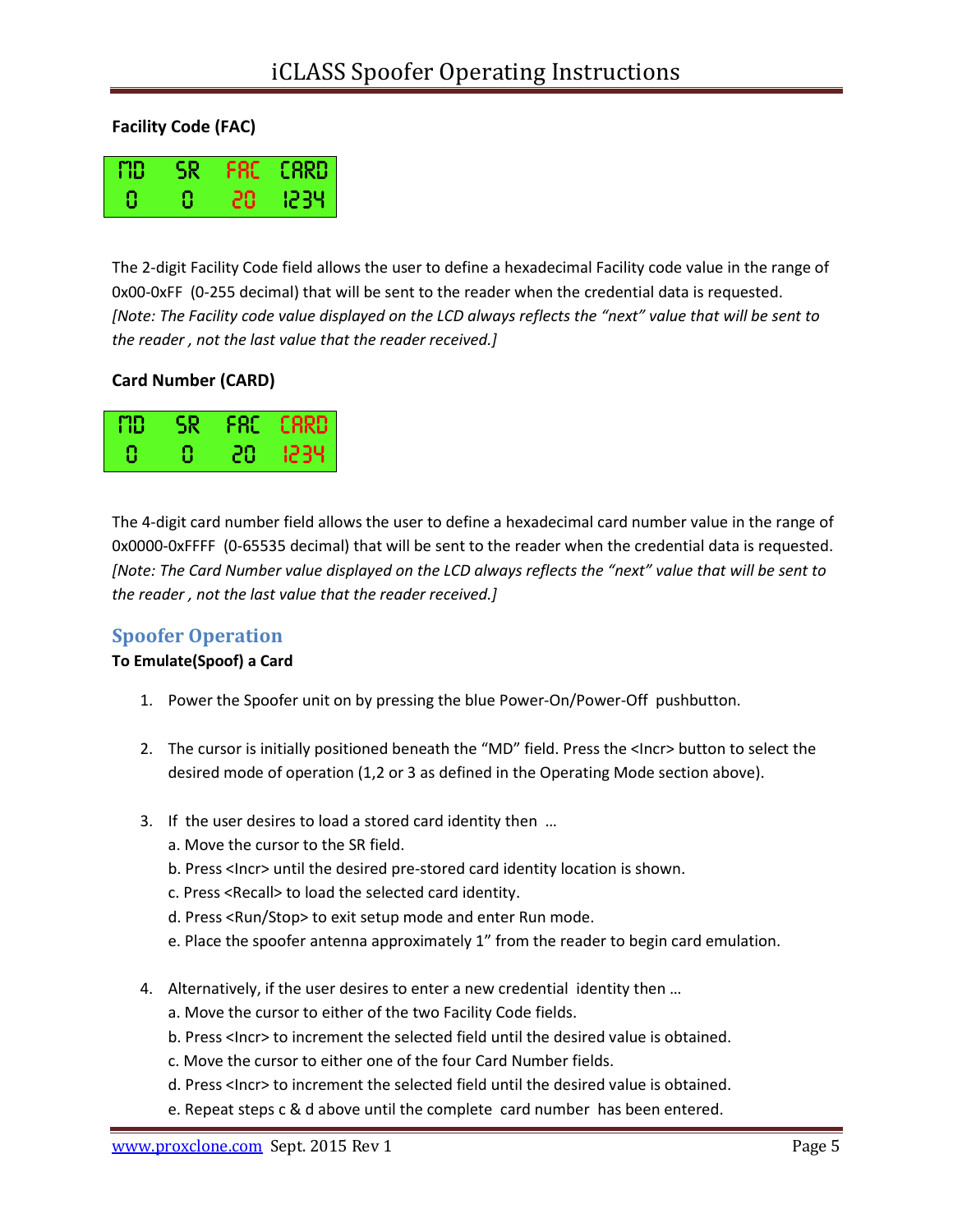### Facility Code (FAC)

| MD | SR | FAC | CARD |
|---|---|---|---|
| 0 | 0 | 20 | 1234 |

The 2-digit Facility Code field allows the user to define a hexadecimal Facility code value in the range of 0x00-0xFF (0-255 decimal) that will be sent to the reader when the credential data is requested. *[Note: The Facility code value displayed on the LCD always reflects the "next" value that will be sent to the reader , not the last value that the reader received.]*

### Card Number (CARD)

| MD | SR | FAC | CARD |
|---|---|---|---|
| 0 | 0 | 20 | 1234 |

The 4-digit card number field allows the user to define a hexadecimal card number value in the range of 0x0000-0xFFFF (0-65535 decimal) that will be sent to the reader when the credential data is requested. *[Note: The Card Number value displayed on the LCD always reflects the "next" value that will be sent to the reader , not the last value that the reader received.]*

## Spoofer Operation

**To Emulate(Spoof) a Card**

1. Power the Spoofer unit on by pressing the blue Power-On/Power-Off pushbutton.

2. The cursor is initially positioned beneath the "MD" field. Press the <Incr> button to select the desired mode of operation (1,2 or 3 as defined in the Operating Mode section above).

3. If the user desires to load a stored card identity then …
   a. Move the cursor to the SR field.
   b. Press <Incr> until the desired pre-stored card identity location is shown.
   c. Press <Recall> to load the selected card identity.
   d. Press <Run/Stop> to exit setup mode and enter Run mode.
   e. Place the spoofer antenna approximately 1" from the reader to begin card emulation.

4. Alternatively, if the user desires to enter a new credential identity then …
   a. Move the cursor to either of the two Facility Code fields.
   b. Press <Incr> to increment the selected field until the desired value is obtained.
   c. Move the cursor to either one of the four Card Number fields.
   d. Press <Incr> to increment the selected field until the desired value is obtained.
   e. Repeat steps c & d above until the complete card number has been entered.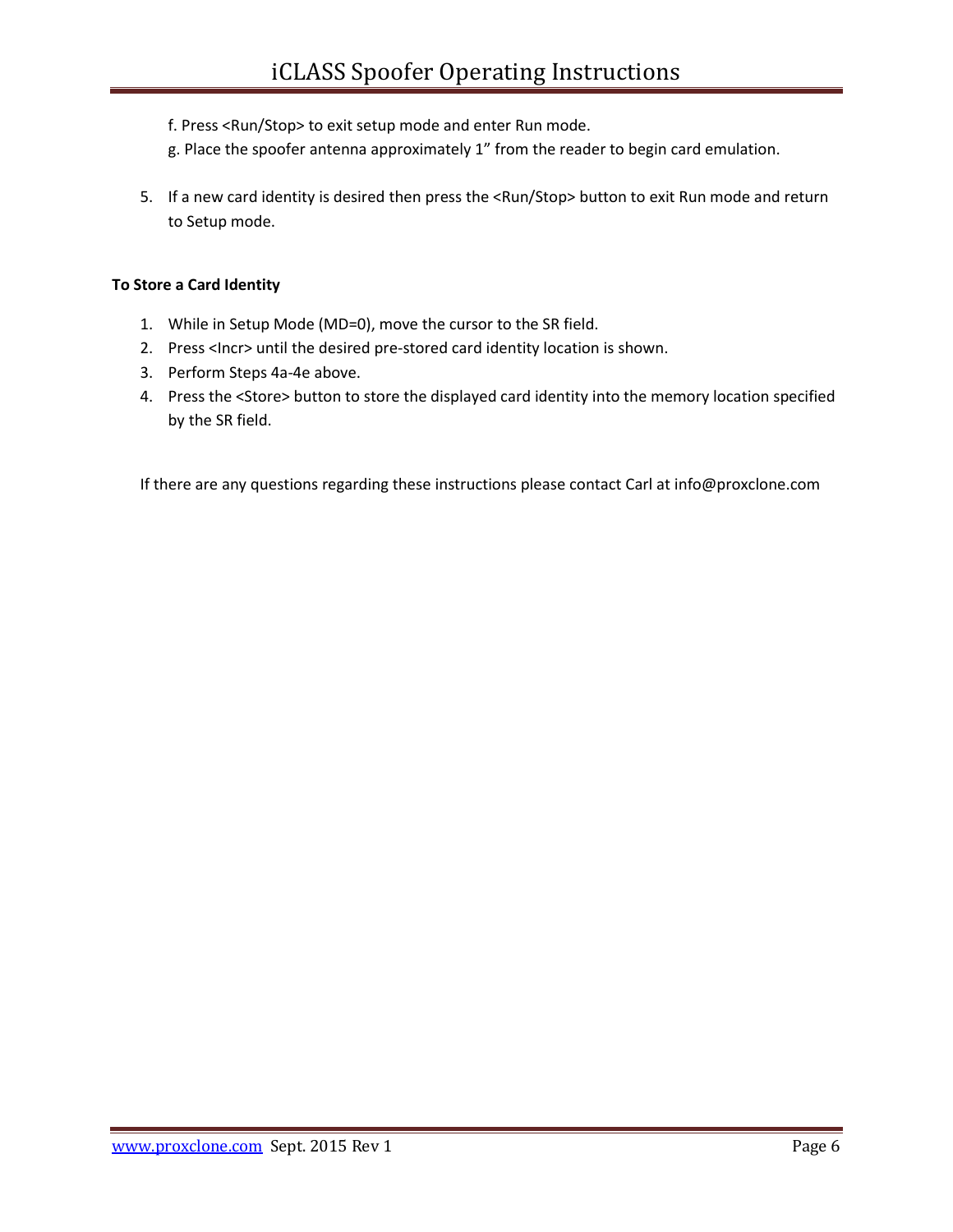f. Press <Run/Stop> to exit setup mode and enter Run mode.

g. Place the spoofer antenna approximately 1" from the reader to begin card emulation.

5. If a new card identity is desired then press the <Run/Stop> button to exit Run mode and return to Setup mode.

**To Store a Card Identity**

1. While in Setup Mode (MD=0), move the cursor to the SR field.
2. Press <Incr> until the desired pre-stored card identity location is shown.
3. Perform Steps 4a-4e above.
4. Press the <Store> button to store the displayed card identity into the memory location specified by the SR field.

If there are any questions regarding these instructions please contact Carl at info@proxclone.com